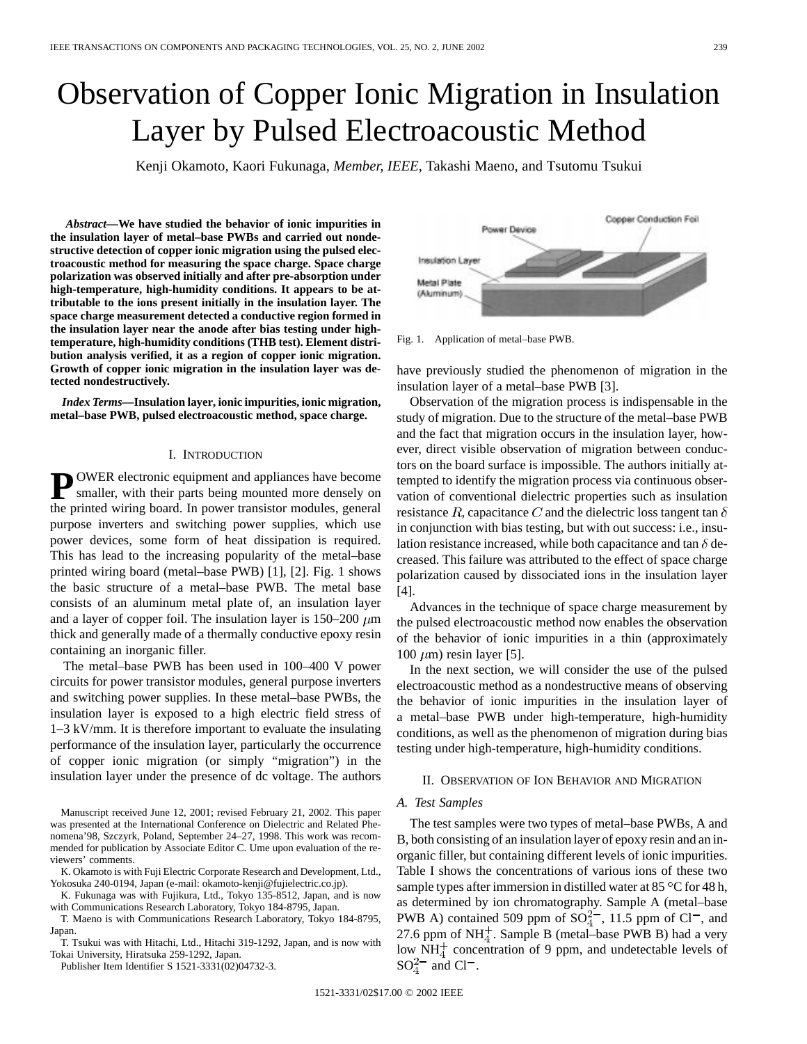# Observation of Copper Ionic Migration in Insulation Layer by Pulsed Electroacoustic Method

Kenji Okamoto, Kaori Fukunaga, *Member, IEEE*, Takashi Maeno, and Tsutomu Tsukui

***Abstract*—We have studied the behavior of ionic impurities in the insulation layer of metal–base PWBs and carried out nondestructive detection of copper ionic migration using the pulsed electroacoustic method for measuring the space charge. Space charge polarization was observed initially and after pre-absorption under high-temperature, high-humidity conditions. It appears to be attributable to the ions present initially in the insulation layer. The space charge measurement detected a conductive region formed in the insulation layer near the anode after bias testing under high-temperature, high-humidity conditions (THB test). Element distribution analysis verified, it as a region of copper ionic migration. Growth of copper ionic migration in the insulation layer was detected nondestructively.**

***Index Terms*—Insulation layer, ionic impurities, ionic migration, metal–base PWB, pulsed electroacoustic method, space charge.**

## I. Introduction

**P**OWER electronic equipment and appliances have become smaller, with their parts being mounted more densely on the printed wiring board. In power transistor modules, general purpose inverters and switching power supplies, which use power devices, some form of heat dissipation is required. This has lead to the increasing popularity of the metal–base printed wiring board (metal–base PWB) [1], [2]. Fig. 1 shows the basic structure of a metal–base PWB. The metal base consists of an aluminum metal plate of, an insulation layer and a layer of copper foil. The insulation layer is 150–200 $\mu$m thick and generally made of a thermally conductive epoxy resin containing an inorganic filler.

The metal–base PWB has been used in 100–400 V power circuits for power transistor modules, general purpose inverters and switching power supplies. In these metal–base PWBs, the insulation layer is exposed to a high electric field stress of 1–3 kV/mm. It is therefore important to evaluate the insulating performance of the insulation layer, particularly the occurrence of copper ionic migration (or simply "migration") in the insulation layer under the presence of dc voltage. The authors have previously studied the phenomenon of migration in the insulation layer of a metal–base PWB [3].

Fig. 1. Application of metal–base PWB.

Observation of the migration process is indispensable in the study of migration. Due to the structure of the metal–base PWB and the fact that migration occurs in the insulation layer, however, direct visible observation of migration between conductors on the board surface is impossible. The authors initially attempted to identify the migration process via continuous observation of conventional dielectric properties such as insulation resistance $R$, capacitance $C$ and the dielectric loss tangent tan $\delta$ in conjunction with bias testing, but with out success: i.e., insulation resistance increased, while both capacitance and tan $\delta$ decreased. This failure was attributed to the effect of space charge polarization caused by dissociated ions in the insulation layer [4].

Advances in the technique of space charge measurement by the pulsed electroacoustic method now enables the observation of the behavior of ionic impurities in a thin (approximately 100 $\mu$m) resin layer [5].

In the next section, we will consider the use of the pulsed electroacoustic method as a nondestructive means of observing the behavior of ionic impurities in the insulation layer of a metal–base PWB under high-temperature, high-humidity conditions, as well as the phenomenon of migration during bias testing under high-temperature, high-humidity conditions.

## II. Observation of Ion Behavior and Migration

### A. Test Samples

The test samples were two types of metal–base PWBs, A and B, both consisting of an insulation layer of epoxy resin and an inorganic filler, but containing different levels of ionic impurities. Table I shows the concentrations of various ions of these two sample types after immersion in distilled water at 85 °C for 48 h, as determined by ion chromatography. Sample A (metal–base PWB A) contained 509 ppm of $SO_4^{2-}$, 11.5 ppm of $Cl^-$, and 27.6 ppm of $NH_4^+$. Sample B (metal–base PWB B) had a very low $NH_4^+$ concentration of 9 ppm, and undetectable levels of $SO_4^{2-}$ and $Cl^-$.

Manuscript received June 12, 2001; revised February 21, 2002. This paper was presented at the International Conference on Dielectric and Related Phenomena'98, Szczyrk, Poland, September 24–27, 1998. This work was recommended for publication by Associate Editor C. Ume upon evaluation of the reviewers' comments.

K. Okamoto is with Fuji Electric Corporate Research and Development, Ltd., Yokosuka 240-0194, Japan (e-mail: okamoto-kenji@fujielectric.co.jp).

K. Fukunaga was with Fujikura, Ltd., Tokyo 135-8512, Japan, and is now with Communications Research Laboratory, Tokyo 184-8795, Japan.

T. Maeno is with Communications Research Laboratory, Tokyo 184-8795, Japan.

T. Tsukui was with Hitachi, Ltd., Hitachi 319-1292, Japan, and is now with Tokai University, Hiratsuka 259-1292, Japan.

Publisher Item Identifier S 1521-3331(02)04732-3.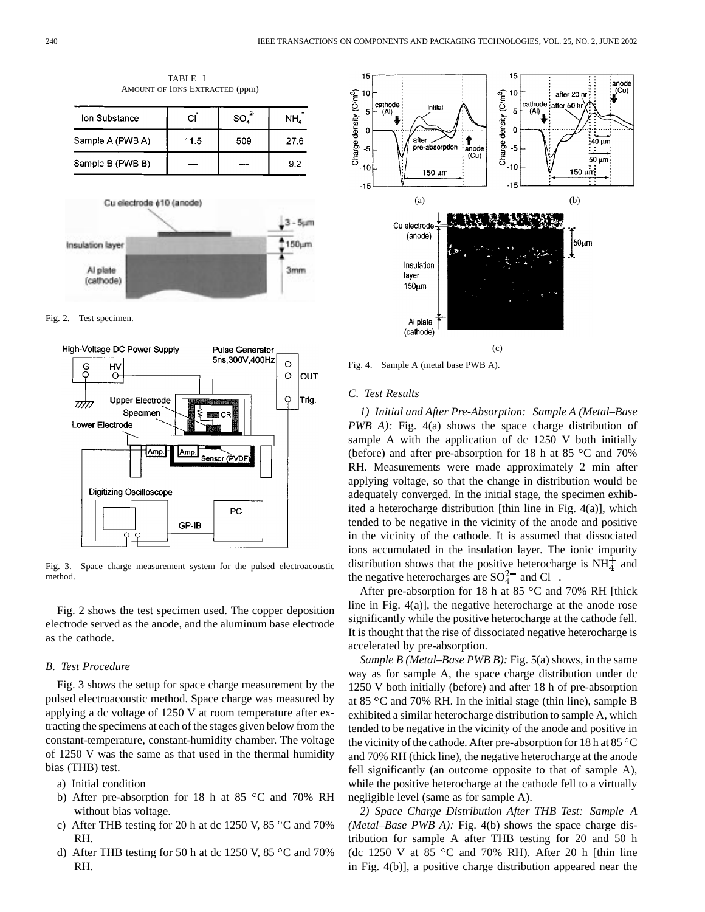TABLE I
AMOUNT OF IONS EXTRACTED (ppm)

| Ion Substance | $Cl^-$ | $SO_4^{2-}$ | $NH_4^+$ |
|---|---|---|---|
| Sample A (PWB A) | 11.5 | 509 | 27.6 |
| Sample B (PWB B) | — | — | 9.2 |

Fig. 2. Test specimen.

Fig. 3. Space charge measurement system for the pulsed electroacoustic method.

Fig. 2 shows the test specimen used. The copper deposition electrode served as the anode, and the aluminum base electrode as the cathode.

### B. Test Procedure

Fig. 3 shows the setup for space charge measurement by the pulsed electroacoustic method. Space charge was measured by applying a dc voltage of 1250 V at room temperature after extracting the specimens at each of the stages given below from the constant-temperature, constant-humidity chamber. The voltage of 1250 V was the same as that used in the thermal humidity bias (THB) test.

a) Initial condition
b) After pre-absorption for 18 h at 85 °C and 70% RH without bias voltage.
c) After THB testing for 20 h at dc 1250 V, 85 °C and 70% RH.
d) After THB testing for 50 h at dc 1250 V, 85 °C and 70% RH.

Fig. 4. Sample A (metal base PWB A).

### C. Test Results

*1) Initial and After Pre-Absorption: Sample A (Metal–Base PWB A):* Fig. 4(a) shows the space charge distribution of sample A with the application of dc 1250 V both initially (before) and after pre-absorption for 18 h at 85 °C and 70% RH. Measurements were made approximately 2 min after applying voltage, so that the change in distribution would be adequately converged. In the initial stage, the specimen exhibited a heterocharge distribution [thin line in Fig. 4(a)], which tended to be negative in the vicinity of the anode and positive in the vicinity of the cathode. It is assumed that dissociated ions accumulated in the insulation layer. The ionic impurity distribution shows that the positive heterocharge is $NH_4^+$ and the negative heterocharges are $SO_4^{2-}$ and $Cl^-$.

After pre-absorption for 18 h at 85 °C and 70% RH [thick line in Fig. 4(a)], the negative heterocharge at the anode rose significantly while the positive heterocharge at the cathode fell. It is thought that the rise of dissociated negative heterocharge is accelerated by pre-absorption.

*Sample B (Metal–Base PWB B):* Fig. 5(a) shows, in the same way as for sample A, the space charge distribution under dc 1250 V both initially (before) and after 18 h of pre-absorption at 85 °C and 70% RH. In the initial stage (thin line), sample B exhibited a similar heterocharge distribution to sample A, which tended to be negative in the vicinity of the anode and positive in the vicinity of the cathode. After pre-absorption for 18 h at 85 °C and 70% RH (thick line), the negative heterocharge at the anode fell significantly (an outcome opposite to that of sample A), while the positive heterocharge at the cathode fell to a virtually negligible level (same as for sample A).

*2) Space Charge Distribution After THB Test: Sample A (Metal–Base PWB A):* Fig. 4(b) shows the space charge distribution for sample A after THB testing for 20 and 50 h (dc 1250 V at 85 °C and 70% RH). After 20 h [thin line in Fig. 4(b)], a positive charge distribution appeared near the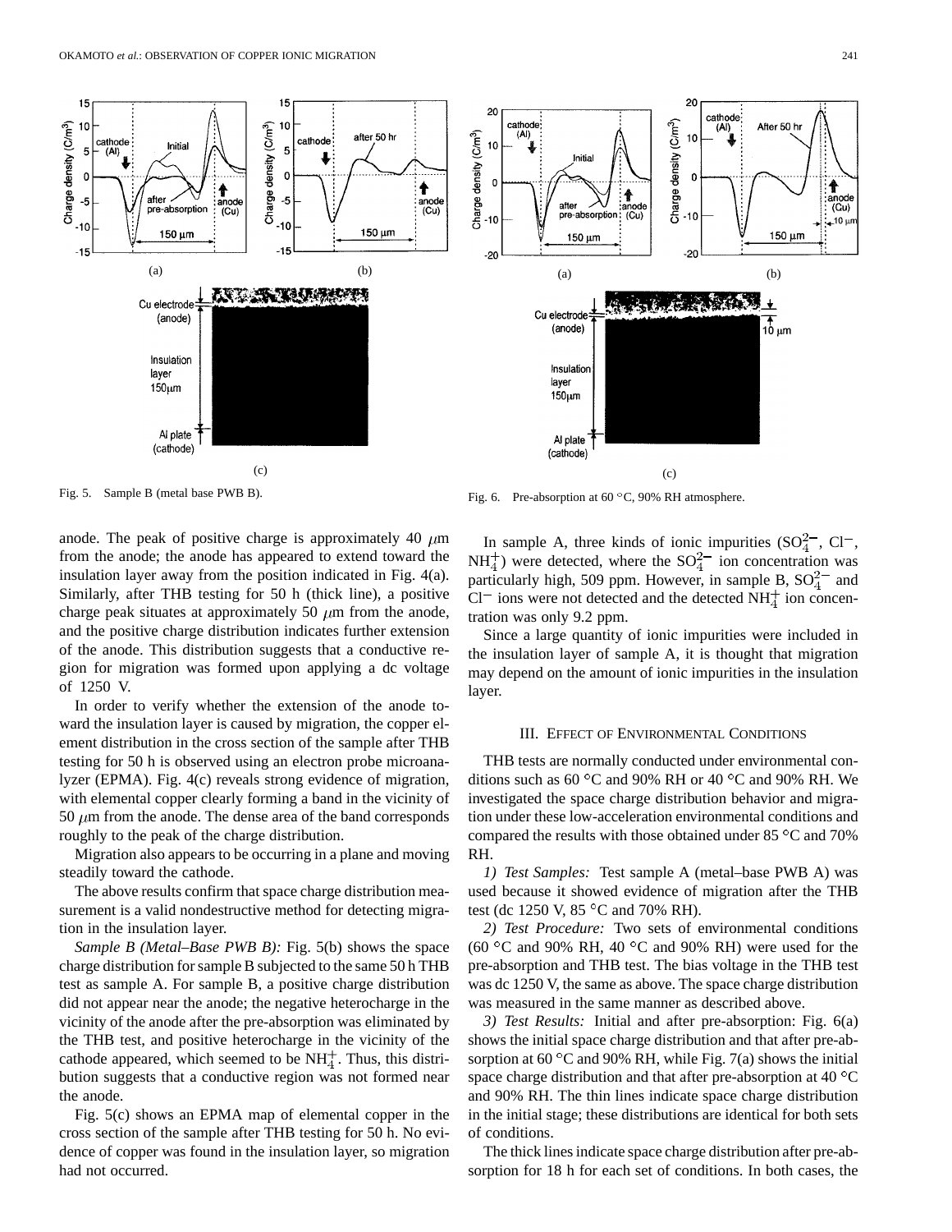Fig. 5. Sample B (metal base PWB B).

Fig. 6. Pre-absorption at 60 °C, 90% RH atmosphere.

anode. The peak of positive charge is approximately 40 $\mu$m from the anode; the anode has appeared to extend toward the insulation layer away from the position indicated in Fig. 4(a). Similarly, after THB testing for 50 h (thick line), a positive charge peak situates at approximately 50 $\mu$m from the anode, and the positive charge distribution indicates further extension of the anode. This distribution suggests that a conductive region for migration was formed upon applying a dc voltage of 1250 V.

In order to verify whether the extension of the anode toward the insulation layer is caused by migration, the copper element distribution in the cross section of the sample after THB testing for 50 h is observed using an electron probe microanalyzer (EPMA). Fig. 4(c) reveals strong evidence of migration, with elemental copper clearly forming a band in the vicinity of 50 $\mu$m from the anode. The dense area of the band corresponds roughly to the peak of the charge distribution.

Migration also appears to be occurring in a plane and moving steadily toward the cathode.

The above results confirm that space charge distribution measurement is a valid nondestructive method for detecting migration in the insulation layer.

*Sample B (Metal–Base PWB B):* Fig. 5(b) shows the space charge distribution for sample B subjected to the same 50 h THB test as sample A. For sample B, a positive charge distribution did not appear near the anode; the negative heterocharge in the vicinity of the anode after the pre-absorption was eliminated by the THB test, and positive heterocharge in the vicinity of the cathode appeared, which seemed to be $NH_4^+$. Thus, this distribution suggests that a conductive region was not formed near the anode.

Fig. 5(c) shows an EPMA map of elemental copper in the cross section of the sample after THB testing for 50 h. No evidence of copper was found in the insulation layer, so migration had not occurred.

In sample A, three kinds of ionic impurities ($SO_4^{2-}$, $Cl^-$, $NH_4^+$) were detected, where the $SO_4^{2-}$ ion concentration was particularly high, 509 ppm. However, in sample B, $SO_4^{2-}$ and $Cl^-$ ions were not detected and the detected $NH_4^+$ ion concentration was only 9.2 ppm.

Since a large quantity of ionic impurities were included in the insulation layer of sample A, it is thought that migration may depend on the amount of ionic impurities in the insulation layer.

## III. Effect of Environmental Conditions

THB tests are normally conducted under environmental conditions such as 60 °C and 90% RH or 40 °C and 90% RH. We investigated the space charge distribution behavior and migration under these low-acceleration environmental conditions and compared the results with those obtained under 85 °C and 70% RH.

*1) Test Samples:* Test sample A (metal–base PWB A) was used because it showed evidence of migration after the THB test (dc 1250 V, 85 °C and 70% RH).

*2) Test Procedure:* Two sets of environmental conditions (60 °C and 90% RH, 40 °C and 90% RH) were used for the pre-absorption and THB test. The bias voltage in the THB test was dc 1250 V, the same as above. The space charge distribution was measured in the same manner as described above.

*3) Test Results:* Initial and after pre-absorption: Fig. 6(a) shows the initial space charge distribution and that after pre-absorption at 60 °C and 90% RH, while Fig. 7(a) shows the initial space charge distribution and that after pre-absorption at 40 °C and 90% RH. The thin lines indicate space charge distribution in the initial stage; these distributions are identical for both sets of conditions.

The thick lines indicate space charge distribution after pre-absorption for 18 h for each set of conditions. In both cases, the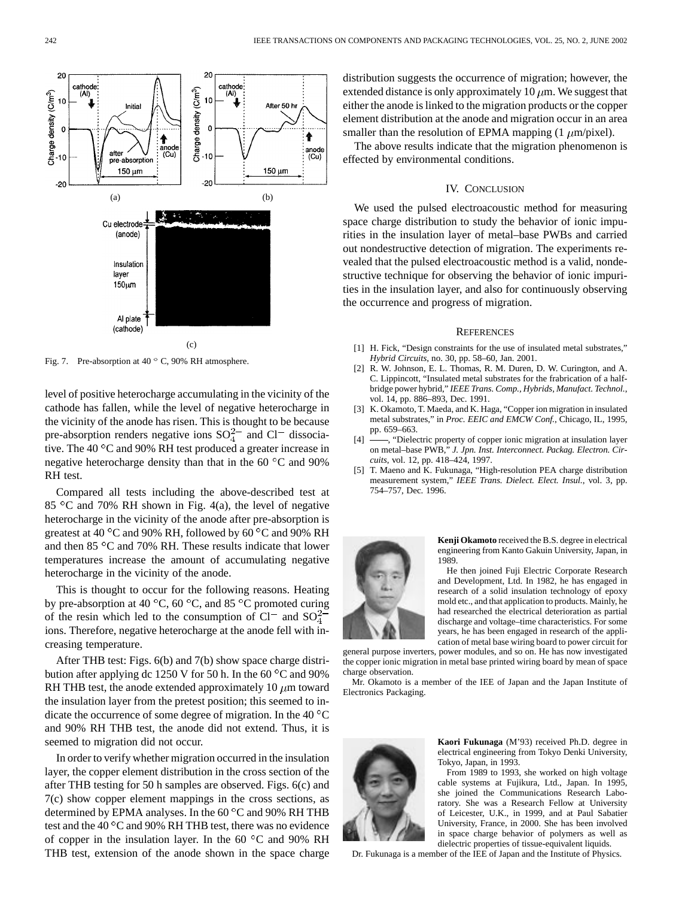Fig. 7. Pre-absorption at 40 ° C, 90% RH atmosphere.

level of positive heterocharge accumulating in the vicinity of the cathode has fallen, while the level of negative heterocharge in the vicinity of the anode has risen. This is thought to be because pre-absorption renders negative ions $SO_4^{2-}$ and $Cl^-$ dissociative. The 40 °C and 90% RH test produced a greater increase in negative heterocharge density than that in the 60 °C and 90% RH test.

Compared all tests including the above-described test at 85 °C and 70% RH shown in Fig. 4(a), the level of negative heterocharge in the vicinity of the anode after pre-absorption is greatest at 40 °C and 90% RH, followed by 60 °C and 90% RH and then 85 °C and 70% RH. These results indicate that lower temperatures increase the amount of accumulating negative heterocharge in the vicinity of the anode.

This is thought to occur for the following reasons. Heating by pre-absorption at 40 °C, 60 °C, and 85 °C promoted curing of the resin which led to the consumption of $Cl^-$ and $SO_4^{2-}$ ions. Therefore, negative heterocharge at the anode fell with increasing temperature.

After THB test: Figs. 6(b) and 7(b) show space charge distribution after applying dc 1250 V for 50 h. In the 60 °C and 90% RH THB test, the anode extended approximately 10 $\mu$m toward the insulation layer from the pretest position; this seemed to indicate the occurrence of some degree of migration. In the 40 °C and 90% RH THB test, the anode did not extend. Thus, it is seemed to migration did not occur.

In order to verify whether migration occurred in the insulation layer, the copper element distribution in the cross section of the after THB testing for 50 h samples are observed. Figs. 6(c) and 7(c) show copper element mappings in the cross sections, as determined by EPMA analyses. In the 60 °C and 90% RH THB test and the 40 °C and 90% RH THB test, there was no evidence of copper in the insulation layer. In the 60 °C and 90% RH THB test, extension of the anode shown in the space charge distribution suggests the occurrence of migration; however, the extended distance is only approximately 10 $\mu$m. We suggest that either the anode is linked to the migration products or the copper element distribution at the anode and migration occur in an area smaller than the resolution of EPMA mapping (1 $\mu$m/pixel).

The above results indicate that the migration phenomenon is effected by environmental conditions.

## IV. Conclusion

We used the pulsed electroacoustic method for measuring space charge distribution to study the behavior of ionic impurities in the insulation layer of metal–base PWBs and carried out nondestructive detection of migration. The experiments revealed that the pulsed electroacoustic method is a valid, nondestructive technique for observing the behavior of ionic impurities in the insulation layer, and also for continuously observing the occurrence and progress of migration.

## References

[1] H. Fick, "Design constraints for the use of insulated metal substrates," *Hybrid Circuits*, no. 30, pp. 58–60, Jan. 2001.

[2] R. W. Johnson, E. L. Thomas, R. M. Duren, D. W. Curington, and A. C. Lippincott, "Insulated metal substrates for the frabrication of a half-bridge power hybrid," *IEEE Trans. Comp., Hybrids, Manufact. Technol.*, vol. 14, pp. 886–893, Dec. 1991.

[3] K. Okamoto, T. Maeda, and K. Haga, "Copper ion migration in insulated metal substrates," in *Proc. EEIC and EMCW Conf.*, Chicago, IL, 1995, pp. 659–663.

[4] ——, "Dielectric property of copper ionic migration at insulation layer on metal–base PWB," *J. Jpn. Inst. Interconnect. Packag. Electron. Circuits*, vol. 12, pp. 418–424, 1997.

[5] T. Maeno and K. Fukunaga, "High-resolution PEA charge distribution measurement system," *IEEE Trans. Dielect. Elect. Insul.*, vol. 3, pp. 754–757, Dec. 1996.

**Kenji Okamoto** received the B.S. degree in electrical engineering from Kanto Gakuin University, Japan, in 1989.

He then joined Fuji Electric Corporate Research and Development, Ltd. In 1982, he has engaged in research of a solid insulation technology of epoxy mold etc., and that application to products. Mainly, he had researched the electrical deterioration as partial discharge and voltage–time characteristics. For some years, he has been engaged in research of the application of metal base wiring board to power circuit for general purpose inverters, power modules, and so on. He has now investigated the copper ionic migration in metal base printed wiring board by mean of space charge observation.

Mr. Okamoto is a member of the IEE of Japan and the Japan Institute of Electronics Packaging.

**Kaori Fukunaga** (M'93) received Ph.D. degree in electrical engineering from Tokyo Denki University, Tokyo, Japan, in 1993.

From 1989 to 1993, she worked on high voltage cable systems at Fujikura, Ltd., Japan. In 1995, she joined the Communications Research Laboratory. She was a Research Fellow at University of Leicester, U.K., in 1999, and at Paul Sabatier University, France, in 2000. She has been involved in space charge behavior of polymers as well as dielectric properties of tissue-equivalent liquids.

Dr. Fukunaga is a member of the IEE of Japan and the Institute of Physics.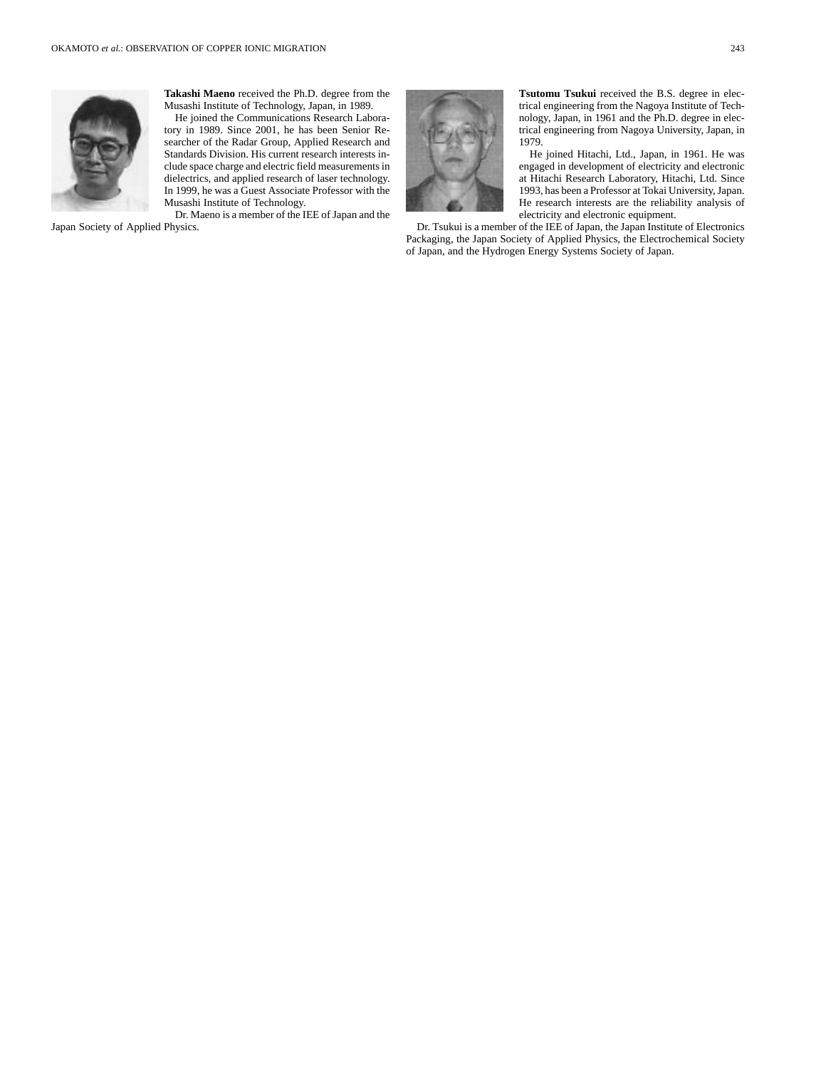**Takashi Maeno** received the Ph.D. degree from the Musashi Institute of Technology, Japan, in 1989.

He joined the Communications Research Laboratory in 1989. Since 2001, he has been Senior Researcher of the Radar Group, Applied Research and Standards Division. His current research interests include space charge and electric field measurements in dielectrics, and applied research of laser technology. In 1999, he was a Guest Associate Professor with the Musashi Institute of Technology.

Dr. Maeno is a member of the IEE of Japan and the Japan Society of Applied Physics.

**Tsutomu Tsukui** received the B.S. degree in electrical engineering from the Nagoya Institute of Technology, Japan, in 1961 and the Ph.D. degree in electrical engineering from Nagoya University, Japan, in 1979.

He joined Hitachi, Ltd., Japan, in 1961. He was engaged in development of electricity and electronic at Hitachi Research Laboratory, Hitachi, Ltd. Since 1993, has been a Professor at Tokai University, Japan. He research interests are the reliability analysis of electricity and electronic equipment.

Dr. Tsukui is a member of the IEE of Japan, the Japan Institute of Electronics Packaging, the Japan Society of Applied Physics, the Electrochemical Society of Japan, and the Hydrogen Energy Systems Society of Japan.